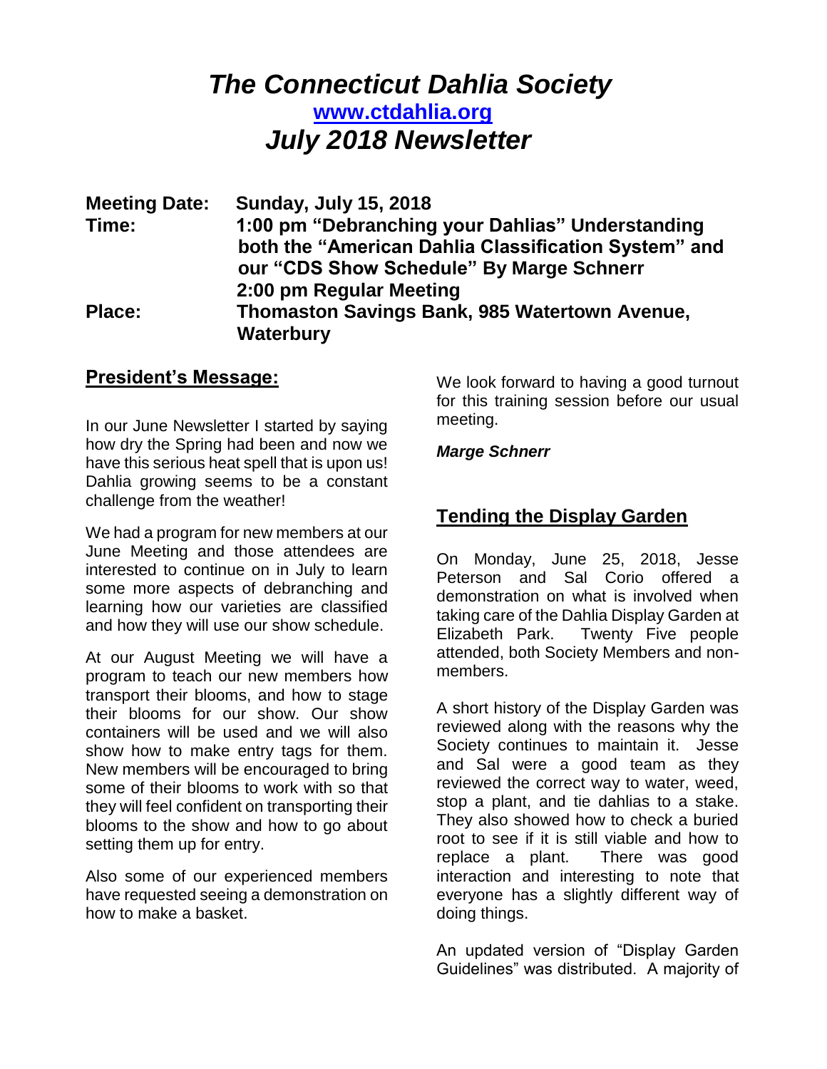# *The Connecticut Dahlia Society*

**[www.ctdahlia.org](http://www.ctdahlia.org)**

## *July 2018 Newsletter*

**Meeting Date:** **Sunday, July 15, 2018**

**Time:** **1:00 pm "Debranching your Dahlias" Understanding both the "American Dahlia Classification System" and our "CDS Show Schedule" By Marge Schnerr**
**2:00 pm Regular Meeting**

**Place:** **Thomaston Savings Bank, 985 Watertown Avenue, Waterbury**

## President's Message:

In our June Newsletter I started by saying how dry the Spring had been and now we have this serious heat spell that is upon us! Dahlia growing seems to be a constant challenge from the weather!

We had a program for new members at our June Meeting and those attendees are interested to continue on in July to learn some more aspects of debranching and learning how our varieties are classified and how they will use our show schedule.

At our August Meeting we will have a program to teach our new members how transport their blooms, and how to stage their blooms for our show. Our show containers will be used and we will also show how to make entry tags for them. New members will be encouraged to bring some of their blooms to work with so that they will feel confident on transporting their blooms to the show and how to go about setting them up for entry.

Also some of our experienced members have requested seeing a demonstration on how to make a basket.

We look forward to having a good turnout for this training session before our usual meeting.

***Marge Schnerr***

## Tending the Display Garden

On Monday, June 25, 2018, Jesse Peterson and Sal Corio offered a demonstration on what is involved when taking care of the Dahlia Display Garden at Elizabeth Park. Twenty Five people attended, both Society Members and non-members.

A short history of the Display Garden was reviewed along with the reasons why the Society continues to maintain it. Jesse and Sal were a good team as they reviewed the correct way to water, weed, stop a plant, and tie dahlias to a stake. They also showed how to check a buried root to see if it is still viable and how to replace a plant. There was good interaction and interesting to note that everyone has a slightly different way of doing things.

An updated version of "Display Garden Guidelines" was distributed. A majority of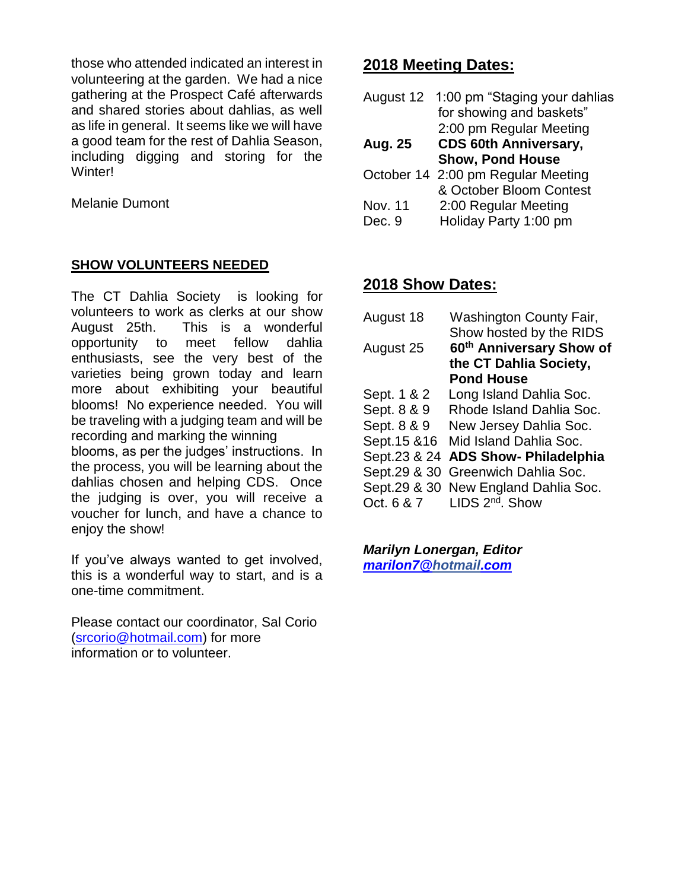those who attended indicated an interest in volunteering at the garden. We had a nice gathering at the Prospect Café afterwards and shared stories about dahlias, as well as life in general. It seems like we will have a good team for the rest of Dahlia Season, including digging and storing for the Winter!

Melanie Dumont

**SHOW VOLUNTEERS NEEDED**

The CT Dahlia Society is looking for volunteers to work as clerks at our show August 25th. This is a wonderful opportunity to meet fellow dahlia enthusiasts, see the very best of the varieties being grown today and learn more about exhibiting your beautiful blooms! No experience needed. You will be traveling with a judging team and will be recording and marking the winning blooms, as per the judges' instructions. In the process, you will be learning about the dahlias chosen and helping CDS. Once the judging is over, you will receive a voucher for lunch, and have a chance to enjoy the show!

If you've always wanted to get involved, this is a wonderful way to start, and is a one-time commitment.

Please contact our coordinator, Sal Corio (srcorio@hotmail.com) for more information or to volunteer.

## 2018 Meeting Dates:

| | |
|---|---|
| August 12 | 1:00 pm "Staging your dahlias for showing and baskets" 2:00 pm Regular Meeting |
| **Aug. 25** | **CDS 60th Anniversary, Show, Pond House** |
| October 14 | 2:00 pm Regular Meeting & October Bloom Contest |
| Nov. 11 | 2:00 Regular Meeting |
| Dec. 9 | Holiday Party 1:00 pm |

## 2018 Show Dates:

| | |
|---|---|
| August 18 | Washington County Fair, Show hosted by the RIDS |
| August 25 | **60th Anniversary Show of the CT Dahlia Society, Pond House** |
| Sept. 1 & 2 | Long Island Dahlia Soc. |
| Sept. 8 & 9 | Rhode Island Dahlia Soc. |
| Sept. 8 & 9 | New Jersey Dahlia Soc. |
| Sept.15 &16 | Mid Island Dahlia Soc. |
| Sept.23 & 24 | **ADS Show- Philadelphia** |
| Sept.29 & 30 | Greenwich Dahlia Soc. |
| Sept.29 & 30 | New England Dahlia Soc. |
| Oct. 6 & 7 | LIDS 2nd. Show |

***Marilyn Lonergan, Editor***
***marilon7@hotmail.com***